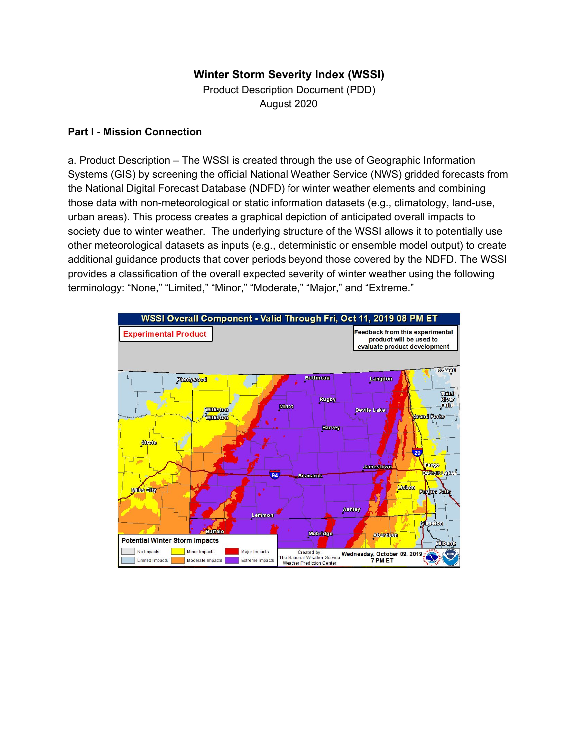**Winter Storm Severity Index (WSSI)**

Product Description Document (PDD)

August 2020

## Part I - Mission Connection

a. Product Description – The WSSI is created through the use of Geographic Information Systems (GIS) by screening the official National Weather Service (NWS) gridded forecasts from the National Digital Forecast Database (NDFD) for winter weather elements and combining those data with non-meteorological or static information datasets (e.g., climatology, land-use, urban areas). This process creates a graphical depiction of anticipated overall impacts to society due to winter weather. The underlying structure of the WSSI allows it to potentially use other meteorological datasets as inputs (e.g., deterministic or ensemble model output) to create additional guidance products that cover periods beyond those covered by the NDFD. The WSSI provides a classification of the overall expected severity of winter weather using the following terminology: "None," "Limited," "Minor," "Moderate," "Major," and "Extreme."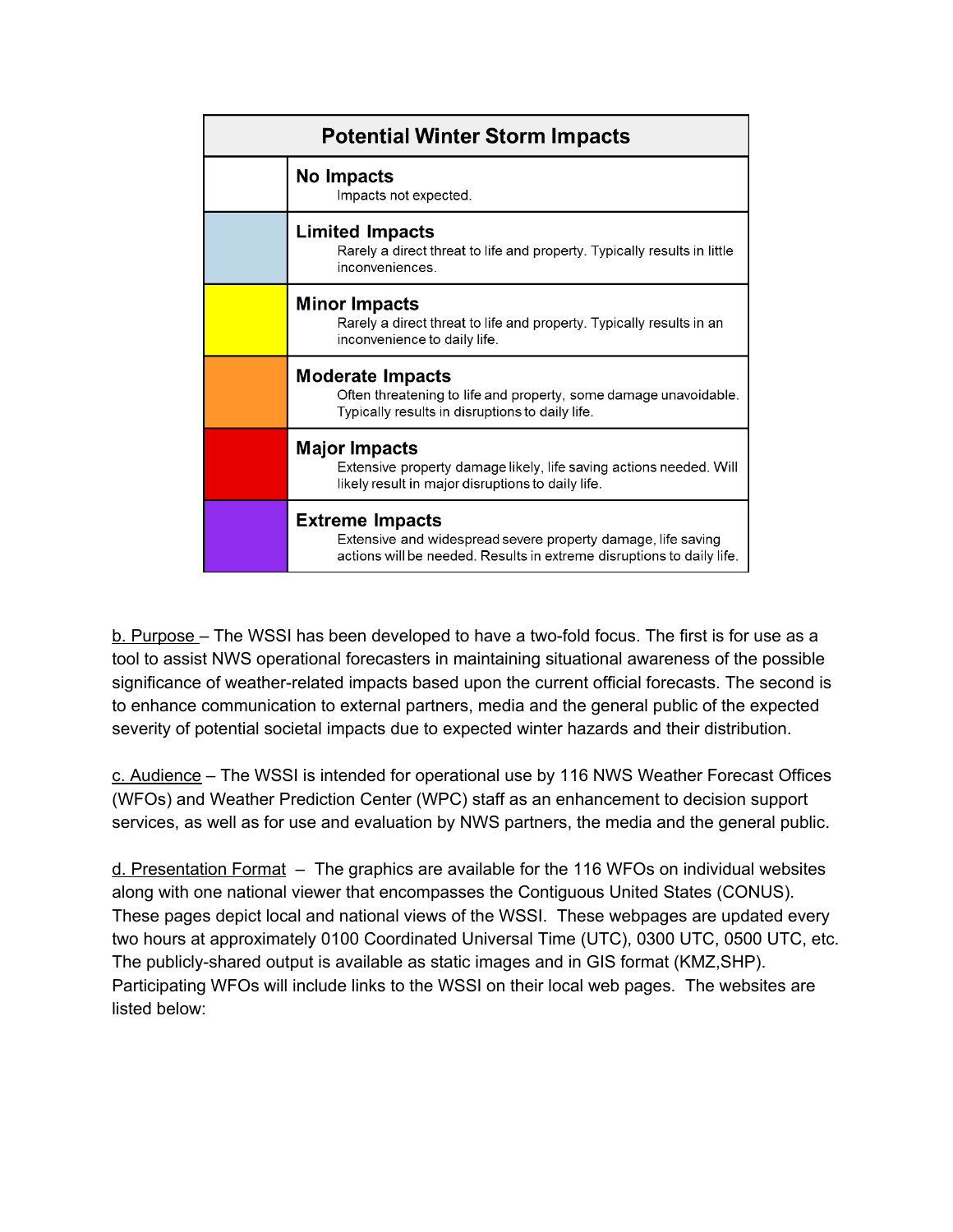| Potential Winter Storm Impacts | |
|---|---|
| | **No Impacts** Impacts not expected. |
| | **Limited Impacts** Rarely a direct threat to life and property. Typically results in little inconveniences. |
| | **Minor Impacts** Rarely a direct threat to life and property. Typically results in an inconvenience to daily life. |
| | **Moderate Impacts** Often threatening to life and property, some damage unavoidable. Typically results in disruptions to daily life. |
| | **Major Impacts** Extensive property damage likely, life saving actions needed. Will likely result in major disruptions to daily life. |
| | **Extreme Impacts** Extensive and widespread severe property damage, life saving actions will be needed. Results in extreme disruptions to daily life. |

b. Purpose – The WSSI has been developed to have a two-fold focus. The first is for use as a tool to assist NWS operational forecasters in maintaining situational awareness of the possible significance of weather-related impacts based upon the current official forecasts. The second is to enhance communication to external partners, media and the general public of the expected severity of potential societal impacts due to expected winter hazards and their distribution.

c. Audience – The WSSI is intended for operational use by 116 NWS Weather Forecast Offices (WFOs) and Weather Prediction Center (WPC) staff as an enhancement to decision support services, as well as for use and evaluation by NWS partners, the media and the general public.

d. Presentation Format – The graphics are available for the 116 WFOs on individual websites along with one national viewer that encompasses the Contiguous United States (CONUS). These pages depict local and national views of the WSSI. These webpages are updated every two hours at approximately 0100 Coordinated Universal Time (UTC), 0300 UTC, 0500 UTC, etc. The publicly-shared output is available as static images and in GIS format (KMZ,SHP). Participating WFOs will include links to the WSSI on their local web pages. The websites are listed below: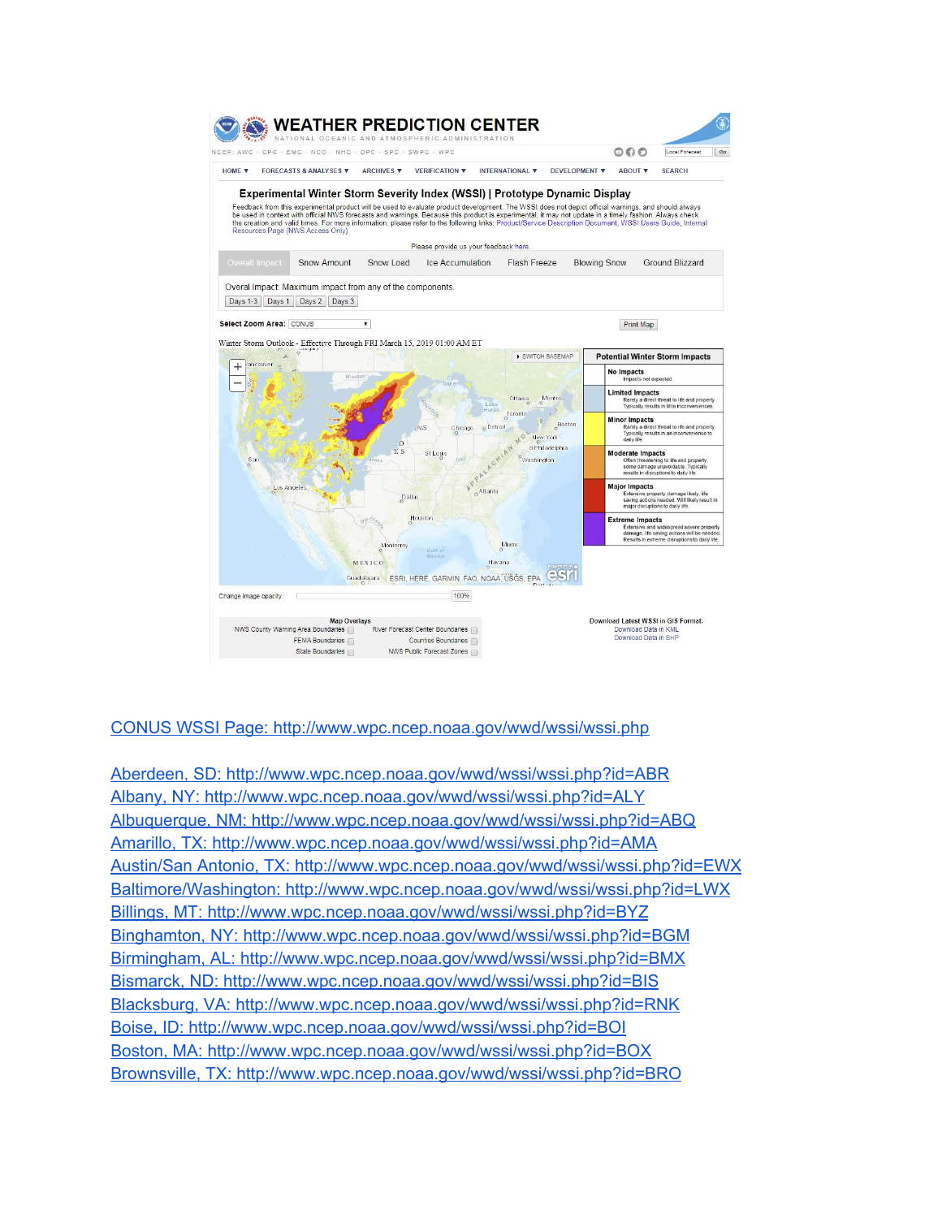WEATHER PREDICTION CENTER

NATIONAL OCEANIC AND ATMOSPHERIC ADMINISTRATION

NCEP: AWC · CPC · EMC · NCO · NHC · OPC · SPC · SWPC · WPC

HOME ▼ FORECASTS & ANALYSES ▼ ARCHIVES ▼ VERIFICATION ▼ INTERNATIONAL ▼ DEVELOPMENT ▼ ABOUT ▼ SEARCH

**Experimental Winter Storm Severity Index (WSSI) | Prototype Dynamic Display**

Feedback from this experimental product will be used to evaluate product development. The WSSI does not depict official warnings, and should always be used in context with official NWS forecasts and warnings. Because this product is experimental, it may not update in a timely fashion. Always check the creation and valid times. For more information, please refer to the following links: Product/Service Description Document, WSSI Users Guide, Internal Resources Page (NWS Access Only)

Please provide us your feedback here

Overall Impact | Snow Amount | Snow Load | Ice Accumulation | Flash Freeze | Blowing Snow | Ground Blizzard

Overal Impact: Maximum impact from any of the components.

Days 1-3 | Days 1 | Days 2 | Days 3

**Select Zoom Area:** CONUS

Print Map

Winter Storm Outlook - Effective Through FRI March 15, 2019 01:00 AM ET

**Potential Winter Storm Impacts**

- **No Impacts** – Impacts not expected.
- **Limited Impacts** – Rarely a direct threat to life and property. Typically results in little inconvenience.
- **Minor Impacts** – Rarely a direct threat to life and property. Typically results in an inconvenience to daily life.
- **Moderate Impacts** – Often threatening to life and property, some damage unavoidable. Typically results in disruptions to daily life.
- **Major Impacts** – Extensive property damage likely, life saving actions needed. Will likely result in major disruptions to daily life.
- **Extreme Impacts** – Extensive and widespread severe property damage, life saving actions will be needed. Results in extreme disruptions to daily life.

Change image opacity: 100%

**Map Overlays**

NWS County Warning Area Boundaries | River Forecast Center Boundaries | FEMA Boundaries | Counties Boundaries | State Boundaries | NWS Public Forecast Zones

**Download Latest WSSI in GIS Format:**
Download Data in KML
Download Data in SHP

[CONUS WSSI Page: http://www.wpc.ncep.noaa.gov/wwd/wssi/wssi.php](http://www.wpc.ncep.noaa.gov/wwd/wssi/wssi.php)

[Aberdeen, SD: http://www.wpc.ncep.noaa.gov/wwd/wssi/wssi.php?id=ABR](http://www.wpc.ncep.noaa.gov/wwd/wssi/wssi.php?id=ABR)
[Albany, NY: http://www.wpc.ncep.noaa.gov/wwd/wssi/wssi.php?id=ALY](http://www.wpc.ncep.noaa.gov/wwd/wssi/wssi.php?id=ALY)
[Albuquerque, NM: http://www.wpc.ncep.noaa.gov/wwd/wssi/wssi.php?id=ABQ](http://www.wpc.ncep.noaa.gov/wwd/wssi/wssi.php?id=ABQ)
[Amarillo, TX: http://www.wpc.ncep.noaa.gov/wwd/wssi/wssi.php?id=AMA](http://www.wpc.ncep.noaa.gov/wwd/wssi/wssi.php?id=AMA)
[Austin/San Antonio, TX: http://www.wpc.ncep.noaa.gov/wwd/wssi/wssi.php?id=EWX](http://www.wpc.ncep.noaa.gov/wwd/wssi/wssi.php?id=EWX)
[Baltimore/Washington: http://www.wpc.ncep.noaa.gov/wwd/wssi/wssi.php?id=LWX](http://www.wpc.ncep.noaa.gov/wwd/wssi/wssi.php?id=LWX)
[Billings, MT: http://www.wpc.ncep.noaa.gov/wwd/wssi/wssi.php?id=BYZ](http://www.wpc.ncep.noaa.gov/wwd/wssi/wssi.php?id=BYZ)
[Binghamton, NY: http://www.wpc.ncep.noaa.gov/wwd/wssi/wssi.php?id=BGM](http://www.wpc.ncep.noaa.gov/wwd/wssi/wssi.php?id=BGM)
[Birmingham, AL: http://www.wpc.ncep.noaa.gov/wwd/wssi/wssi.php?id=BMX](http://www.wpc.ncep.noaa.gov/wwd/wssi/wssi.php?id=BMX)
[Bismarck, ND: http://www.wpc.ncep.noaa.gov/wwd/wssi/wssi.php?id=BIS](http://www.wpc.ncep.noaa.gov/wwd/wssi/wssi.php?id=BIS)
[Blacksburg, VA: http://www.wpc.ncep.noaa.gov/wwd/wssi/wssi.php?id=RNK](http://www.wpc.ncep.noaa.gov/wwd/wssi/wssi.php?id=RNK)
[Boise, ID: http://www.wpc.ncep.noaa.gov/wwd/wssi/wssi.php?id=BOI](http://www.wpc.ncep.noaa.gov/wwd/wssi/wssi.php?id=BOI)
[Boston, MA: http://www.wpc.ncep.noaa.gov/wwd/wssi/wssi.php?id=BOX](http://www.wpc.ncep.noaa.gov/wwd/wssi/wssi.php?id=BOX)
[Brownsville, TX: http://www.wpc.ncep.noaa.gov/wwd/wssi/wssi.php?id=BRO](http://www.wpc.ncep.noaa.gov/wwd/wssi/wssi.php?id=BRO)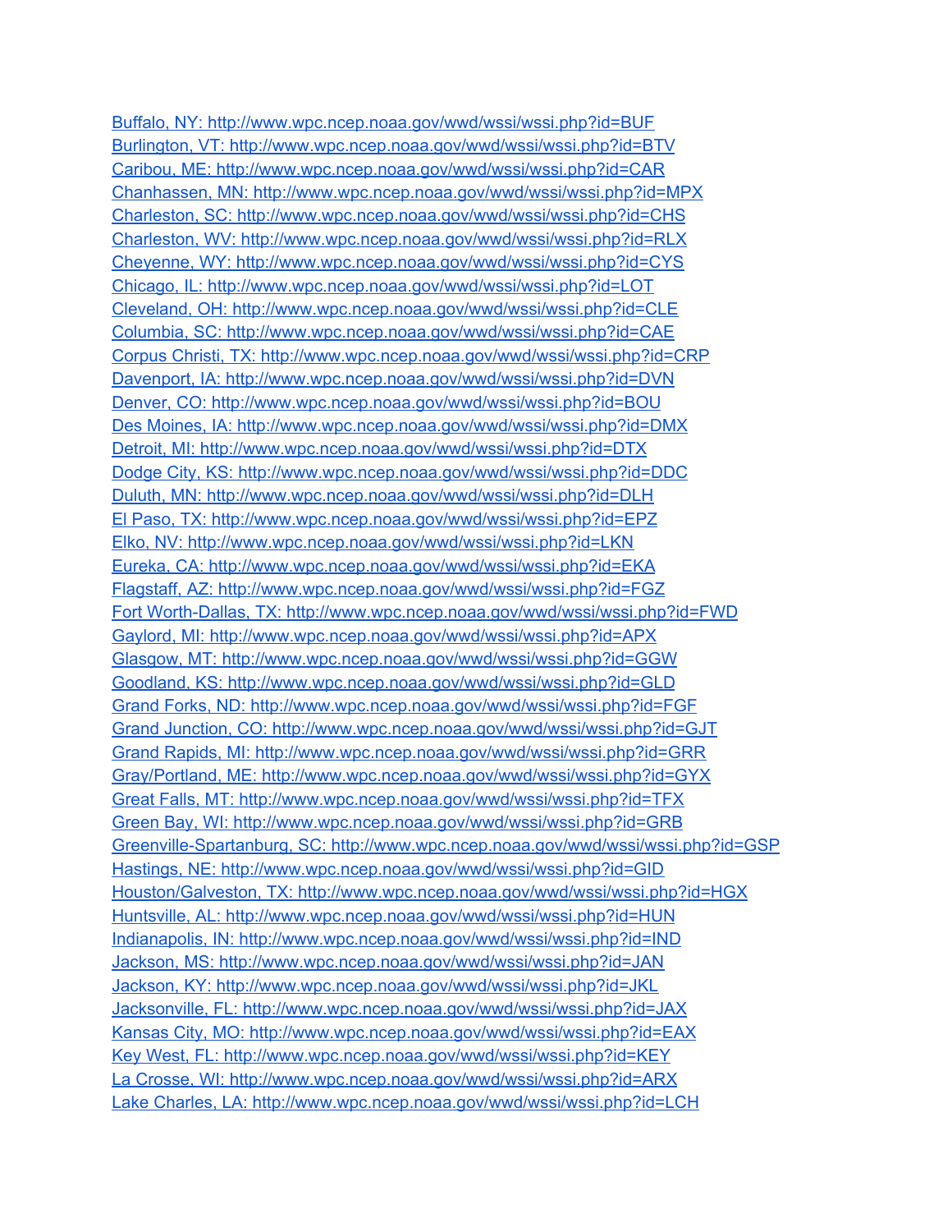Buffalo, NY: http://www.wpc.ncep.noaa.gov/wwd/wssi/wssi.php?id=BUF
Burlington, VT: http://www.wpc.ncep.noaa.gov/wwd/wssi/wssi.php?id=BTV
Caribou, ME: http://www.wpc.ncep.noaa.gov/wwd/wssi/wssi.php?id=CAR
Chanhassen, MN: http://www.wpc.ncep.noaa.gov/wwd/wssi/wssi.php?id=MPX
Charleston, SC: http://www.wpc.ncep.noaa.gov/wwd/wssi/wssi.php?id=CHS
Charleston, WV: http://www.wpc.ncep.noaa.gov/wwd/wssi/wssi.php?id=RLX
Cheyenne, WY: http://www.wpc.ncep.noaa.gov/wwd/wssi/wssi.php?id=CYS
Chicago, IL: http://www.wpc.ncep.noaa.gov/wwd/wssi/wssi.php?id=LOT
Cleveland, OH: http://www.wpc.ncep.noaa.gov/wwd/wssi/wssi.php?id=CLE
Columbia, SC: http://www.wpc.ncep.noaa.gov/wwd/wssi/wssi.php?id=CAE
Corpus Christi, TX: http://www.wpc.ncep.noaa.gov/wwd/wssi/wssi.php?id=CRP
Davenport, IA: http://www.wpc.ncep.noaa.gov/wwd/wssi/wssi.php?id=DVN
Denver, CO: http://www.wpc.ncep.noaa.gov/wwd/wssi/wssi.php?id=BOU
Des Moines, IA: http://www.wpc.ncep.noaa.gov/wwd/wssi/wssi.php?id=DMX
Detroit, MI: http://www.wpc.ncep.noaa.gov/wwd/wssi/wssi.php?id=DTX
Dodge City, KS: http://www.wpc.ncep.noaa.gov/wwd/wssi/wssi.php?id=DDC
Duluth, MN: http://www.wpc.ncep.noaa.gov/wwd/wssi/wssi.php?id=DLH
El Paso, TX: http://www.wpc.ncep.noaa.gov/wwd/wssi/wssi.php?id=EPZ
Elko, NV: http://www.wpc.ncep.noaa.gov/wwd/wssi/wssi.php?id=LKN
Eureka, CA: http://www.wpc.ncep.noaa.gov/wwd/wssi/wssi.php?id=EKA
Flagstaff, AZ: http://www.wpc.ncep.noaa.gov/wwd/wssi/wssi.php?id=FGZ
Fort Worth-Dallas, TX: http://www.wpc.ncep.noaa.gov/wwd/wssi/wssi.php?id=FWD
Gaylord, MI: http://www.wpc.ncep.noaa.gov/wwd/wssi/wssi.php?id=APX
Glasgow, MT: http://www.wpc.ncep.noaa.gov/wwd/wssi/wssi.php?id=GGW
Goodland, KS: http://www.wpc.ncep.noaa.gov/wwd/wssi/wssi.php?id=GLD
Grand Forks, ND: http://www.wpc.ncep.noaa.gov/wwd/wssi/wssi.php?id=FGF
Grand Junction, CO: http://www.wpc.ncep.noaa.gov/wwd/wssi/wssi.php?id=GJT
Grand Rapids, MI: http://www.wpc.ncep.noaa.gov/wwd/wssi/wssi.php?id=GRR
Gray/Portland, ME: http://www.wpc.ncep.noaa.gov/wwd/wssi/wssi.php?id=GYX
Great Falls, MT: http://www.wpc.ncep.noaa.gov/wwd/wssi/wssi.php?id=TFX
Green Bay, WI: http://www.wpc.ncep.noaa.gov/wwd/wssi/wssi.php?id=GRB
Greenville-Spartanburg, SC: http://www.wpc.ncep.noaa.gov/wwd/wssi/wssi.php?id=GSP
Hastings, NE: http://www.wpc.ncep.noaa.gov/wwd/wssi/wssi.php?id=GID
Houston/Galveston, TX: http://www.wpc.ncep.noaa.gov/wwd/wssi/wssi.php?id=HGX
Huntsville, AL: http://www.wpc.ncep.noaa.gov/wwd/wssi/wssi.php?id=HUN
Indianapolis, IN: http://www.wpc.ncep.noaa.gov/wwd/wssi/wssi.php?id=IND
Jackson, MS: http://www.wpc.ncep.noaa.gov/wwd/wssi/wssi.php?id=JAN
Jackson, KY: http://www.wpc.ncep.noaa.gov/wwd/wssi/wssi.php?id=JKL
Jacksonville, FL: http://www.wpc.ncep.noaa.gov/wwd/wssi/wssi.php?id=JAX
Kansas City, MO: http://www.wpc.ncep.noaa.gov/wwd/wssi/wssi.php?id=EAX
Key West, FL: http://www.wpc.ncep.noaa.gov/wwd/wssi/wssi.php?id=KEY
La Crosse, WI: http://www.wpc.ncep.noaa.gov/wwd/wssi/wssi.php?id=ARX
Lake Charles, LA: http://www.wpc.ncep.noaa.gov/wwd/wssi/wssi.php?id=LCH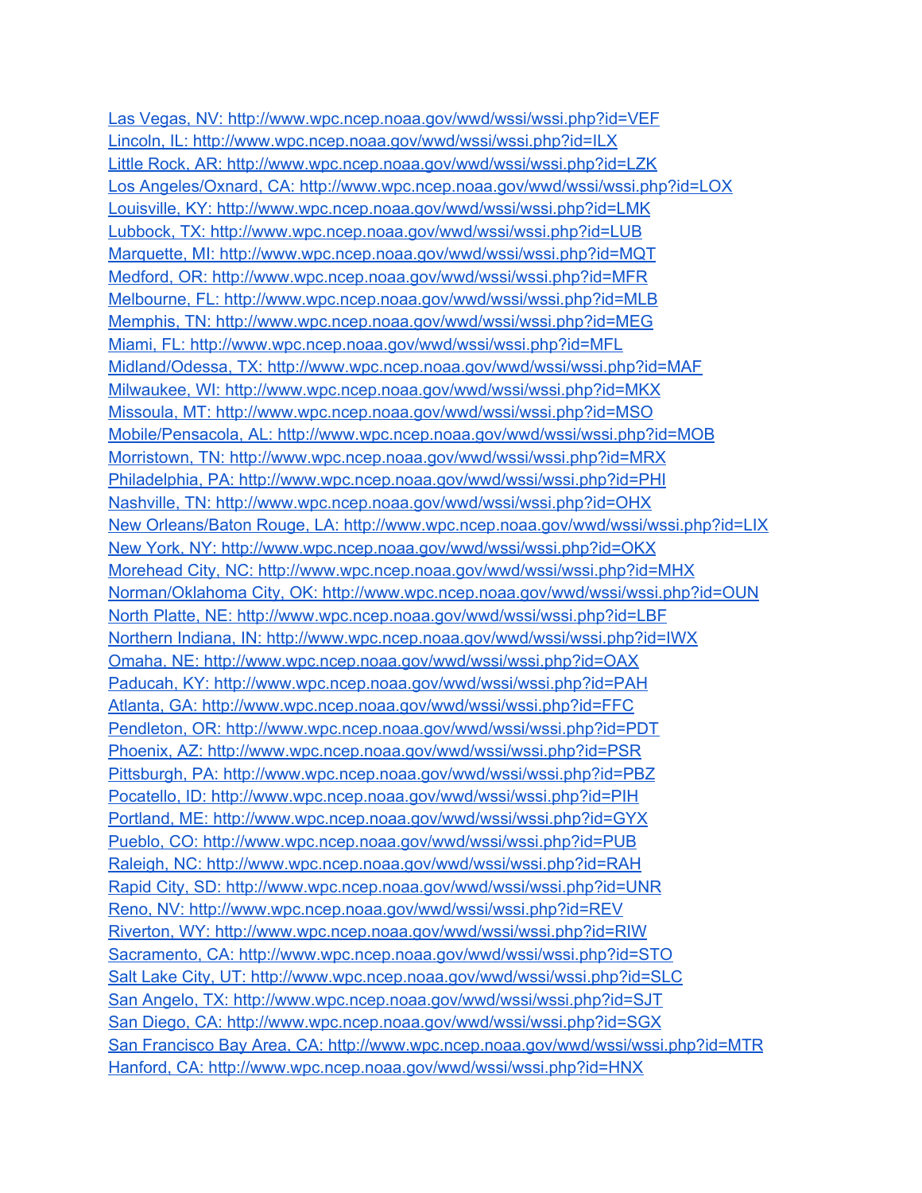[Las Vegas, NV: http://www.wpc.ncep.noaa.gov/wwd/wssi/wssi.php?id=VEF](http://www.wpc.ncep.noaa.gov/wwd/wssi/wssi.php?id=VEF)
[Lincoln, IL: http://www.wpc.ncep.noaa.gov/wwd/wssi/wssi.php?id=ILX](http://www.wpc.ncep.noaa.gov/wwd/wssi/wssi.php?id=ILX)
[Little Rock, AR: http://www.wpc.ncep.noaa.gov/wwd/wssi/wssi.php?id=LZK](http://www.wpc.ncep.noaa.gov/wwd/wssi/wssi.php?id=LZK)
[Los Angeles/Oxnard, CA: http://www.wpc.ncep.noaa.gov/wwd/wssi/wssi.php?id=LOX](http://www.wpc.ncep.noaa.gov/wwd/wssi/wssi.php?id=LOX)
[Louisville, KY: http://www.wpc.ncep.noaa.gov/wwd/wssi/wssi.php?id=LMK](http://www.wpc.ncep.noaa.gov/wwd/wssi/wssi.php?id=LMK)
[Lubbock, TX: http://www.wpc.ncep.noaa.gov/wwd/wssi/wssi.php?id=LUB](http://www.wpc.ncep.noaa.gov/wwd/wssi/wssi.php?id=LUB)
[Marquette, MI: http://www.wpc.ncep.noaa.gov/wwd/wssi/wssi.php?id=MQT](http://www.wpc.ncep.noaa.gov/wwd/wssi/wssi.php?id=MQT)
[Medford, OR: http://www.wpc.ncep.noaa.gov/wwd/wssi/wssi.php?id=MFR](http://www.wpc.ncep.noaa.gov/wwd/wssi/wssi.php?id=MFR)
[Melbourne, FL: http://www.wpc.ncep.noaa.gov/wwd/wssi/wssi.php?id=MLB](http://www.wpc.ncep.noaa.gov/wwd/wssi/wssi.php?id=MLB)
[Memphis, TN: http://www.wpc.ncep.noaa.gov/wwd/wssi/wssi.php?id=MEG](http://www.wpc.ncep.noaa.gov/wwd/wssi/wssi.php?id=MEG)
[Miami, FL: http://www.wpc.ncep.noaa.gov/wwd/wssi/wssi.php?id=MFL](http://www.wpc.ncep.noaa.gov/wwd/wssi/wssi.php?id=MFL)
[Midland/Odessa, TX: http://www.wpc.ncep.noaa.gov/wwd/wssi/wssi.php?id=MAF](http://www.wpc.ncep.noaa.gov/wwd/wssi/wssi.php?id=MAF)
[Milwaukee, WI: http://www.wpc.ncep.noaa.gov/wwd/wssi/wssi.php?id=MKX](http://www.wpc.ncep.noaa.gov/wwd/wssi/wssi.php?id=MKX)
[Missoula, MT: http://www.wpc.ncep.noaa.gov/wwd/wssi/wssi.php?id=MSO](http://www.wpc.ncep.noaa.gov/wwd/wssi/wssi.php?id=MSO)
[Mobile/Pensacola, AL: http://www.wpc.ncep.noaa.gov/wwd/wssi/wssi.php?id=MOB](http://www.wpc.ncep.noaa.gov/wwd/wssi/wssi.php?id=MOB)
[Morristown, TN: http://www.wpc.ncep.noaa.gov/wwd/wssi/wssi.php?id=MRX](http://www.wpc.ncep.noaa.gov/wwd/wssi/wssi.php?id=MRX)
[Philadelphia, PA: http://www.wpc.ncep.noaa.gov/wwd/wssi/wssi.php?id=PHI](http://www.wpc.ncep.noaa.gov/wwd/wssi/wssi.php?id=PHI)
[Nashville, TN: http://www.wpc.ncep.noaa.gov/wwd/wssi/wssi.php?id=OHX](http://www.wpc.ncep.noaa.gov/wwd/wssi/wssi.php?id=OHX)
[New Orleans/Baton Rouge, LA: http://www.wpc.ncep.noaa.gov/wwd/wssi/wssi.php?id=LIX](http://www.wpc.ncep.noaa.gov/wwd/wssi/wssi.php?id=LIX)
[New York, NY: http://www.wpc.ncep.noaa.gov/wwd/wssi/wssi.php?id=OKX](http://www.wpc.ncep.noaa.gov/wwd/wssi/wssi.php?id=OKX)
[Morehead City, NC: http://www.wpc.ncep.noaa.gov/wwd/wssi/wssi.php?id=MHX](http://www.wpc.ncep.noaa.gov/wwd/wssi/wssi.php?id=MHX)
[Norman/Oklahoma City, OK: http://www.wpc.ncep.noaa.gov/wwd/wssi/wssi.php?id=OUN](http://www.wpc.ncep.noaa.gov/wwd/wssi/wssi.php?id=OUN)
[North Platte, NE: http://www.wpc.ncep.noaa.gov/wwd/wssi/wssi.php?id=LBF](http://www.wpc.ncep.noaa.gov/wwd/wssi/wssi.php?id=LBF)
[Northern Indiana, IN: http://www.wpc.ncep.noaa.gov/wwd/wssi/wssi.php?id=IWX](http://www.wpc.ncep.noaa.gov/wwd/wssi/wssi.php?id=IWX)
[Omaha, NE: http://www.wpc.ncep.noaa.gov/wwd/wssi/wssi.php?id=OAX](http://www.wpc.ncep.noaa.gov/wwd/wssi/wssi.php?id=OAX)
[Paducah, KY: http://www.wpc.ncep.noaa.gov/wwd/wssi/wssi.php?id=PAH](http://www.wpc.ncep.noaa.gov/wwd/wssi/wssi.php?id=PAH)
[Atlanta, GA: http://www.wpc.ncep.noaa.gov/wwd/wssi/wssi.php?id=FFC](http://www.wpc.ncep.noaa.gov/wwd/wssi/wssi.php?id=FFC)
[Pendleton, OR: http://www.wpc.ncep.noaa.gov/wwd/wssi/wssi.php?id=PDT](http://www.wpc.ncep.noaa.gov/wwd/wssi/wssi.php?id=PDT)
[Phoenix, AZ: http://www.wpc.ncep.noaa.gov/wwd/wssi/wssi.php?id=PSR](http://www.wpc.ncep.noaa.gov/wwd/wssi/wssi.php?id=PSR)
[Pittsburgh, PA: http://www.wpc.ncep.noaa.gov/wwd/wssi/wssi.php?id=PBZ](http://www.wpc.ncep.noaa.gov/wwd/wssi/wssi.php?id=PBZ)
[Pocatello, ID: http://www.wpc.ncep.noaa.gov/wwd/wssi/wssi.php?id=PIH](http://www.wpc.ncep.noaa.gov/wwd/wssi/wssi.php?id=PIH)
[Portland, ME: http://www.wpc.ncep.noaa.gov/wwd/wssi/wssi.php?id=GYX](http://www.wpc.ncep.noaa.gov/wwd/wssi/wssi.php?id=GYX)
[Pueblo, CO: http://www.wpc.ncep.noaa.gov/wwd/wssi/wssi.php?id=PUB](http://www.wpc.ncep.noaa.gov/wwd/wssi/wssi.php?id=PUB)
[Raleigh, NC: http://www.wpc.ncep.noaa.gov/wwd/wssi/wssi.php?id=RAH](http://www.wpc.ncep.noaa.gov/wwd/wssi/wssi.php?id=RAH)
[Rapid City, SD: http://www.wpc.ncep.noaa.gov/wwd/wssi/wssi.php?id=UNR](http://www.wpc.ncep.noaa.gov/wwd/wssi/wssi.php?id=UNR)
[Reno, NV: http://www.wpc.ncep.noaa.gov/wwd/wssi/wssi.php?id=REV](http://www.wpc.ncep.noaa.gov/wwd/wssi/wssi.php?id=REV)
[Riverton, WY: http://www.wpc.ncep.noaa.gov/wwd/wssi/wssi.php?id=RIW](http://www.wpc.ncep.noaa.gov/wwd/wssi/wssi.php?id=RIW)
[Sacramento, CA: http://www.wpc.ncep.noaa.gov/wwd/wssi/wssi.php?id=STO](http://www.wpc.ncep.noaa.gov/wwd/wssi/wssi.php?id=STO)
[Salt Lake City, UT: http://www.wpc.ncep.noaa.gov/wwd/wssi/wssi.php?id=SLC](http://www.wpc.ncep.noaa.gov/wwd/wssi/wssi.php?id=SLC)
[San Angelo, TX: http://www.wpc.ncep.noaa.gov/wwd/wssi/wssi.php?id=SJT](http://www.wpc.ncep.noaa.gov/wwd/wssi/wssi.php?id=SJT)
[San Diego, CA: http://www.wpc.ncep.noaa.gov/wwd/wssi/wssi.php?id=SGX](http://www.wpc.ncep.noaa.gov/wwd/wssi/wssi.php?id=SGX)
[San Francisco Bay Area, CA: http://www.wpc.ncep.noaa.gov/wwd/wssi/wssi.php?id=MTR](http://www.wpc.ncep.noaa.gov/wwd/wssi/wssi.php?id=MTR)
[Hanford, CA: http://www.wpc.ncep.noaa.gov/wwd/wssi/wssi.php?id=HNX](http://www.wpc.ncep.noaa.gov/wwd/wssi/wssi.php?id=HNX)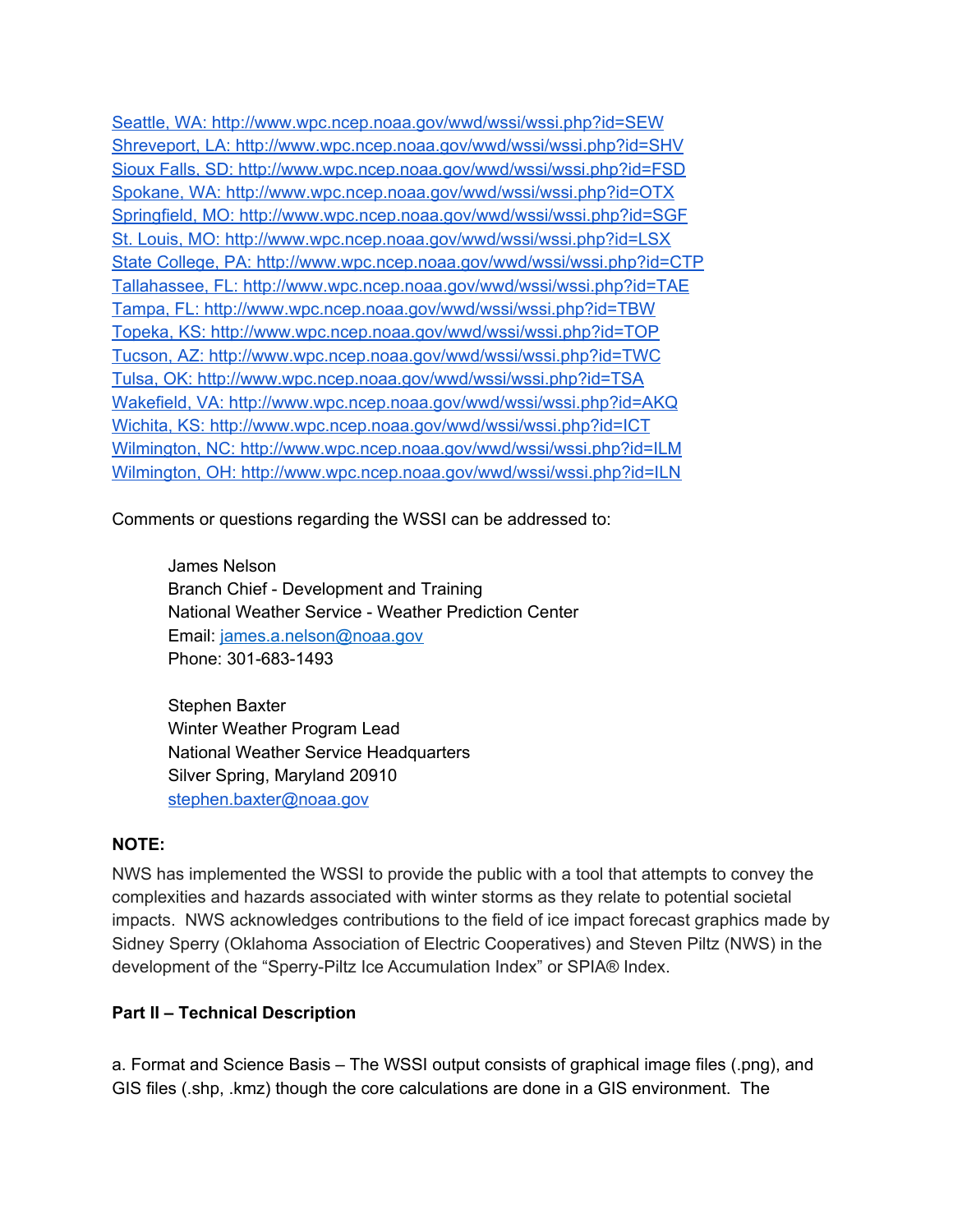Seattle, WA: http://www.wpc.ncep.noaa.gov/wwd/wssi/wssi.php?id=SEW
Shreveport, LA: http://www.wpc.ncep.noaa.gov/wwd/wssi/wssi.php?id=SHV
Sioux Falls, SD: http://www.wpc.ncep.noaa.gov/wwd/wssi/wssi.php?id=FSD
Spokane, WA: http://www.wpc.ncep.noaa.gov/wwd/wssi/wssi.php?id=OTX
Springfield, MO: http://www.wpc.ncep.noaa.gov/wwd/wssi/wssi.php?id=SGF
St. Louis, MO: http://www.wpc.ncep.noaa.gov/wwd/wssi/wssi.php?id=LSX
State College, PA: http://www.wpc.ncep.noaa.gov/wwd/wssi/wssi.php?id=CTP
Tallahassee, FL: http://www.wpc.ncep.noaa.gov/wwd/wssi/wssi.php?id=TAE
Tampa, FL: http://www.wpc.ncep.noaa.gov/wwd/wssi/wssi.php?id=TBW
Topeka, KS: http://www.wpc.ncep.noaa.gov/wwd/wssi/wssi.php?id=TOP
Tucson, AZ: http://www.wpc.ncep.noaa.gov/wwd/wssi/wssi.php?id=TWC
Tulsa, OK: http://www.wpc.ncep.noaa.gov/wwd/wssi/wssi.php?id=TSA
Wakefield, VA: http://www.wpc.ncep.noaa.gov/wwd/wssi/wssi.php?id=AKQ
Wichita, KS: http://www.wpc.ncep.noaa.gov/wwd/wssi/wssi.php?id=ICT
Wilmington, NC: http://www.wpc.ncep.noaa.gov/wwd/wssi/wssi.php?id=ILM
Wilmington, OH: http://www.wpc.ncep.noaa.gov/wwd/wssi/wssi.php?id=ILN

Comments or questions regarding the WSSI can be addressed to:

> James Nelson
> Branch Chief - Development and Training
> National Weather Service - Weather Prediction Center
> Email: james.a.nelson@noaa.gov
> Phone: 301-683-1493
>
> Stephen Baxter
> Winter Weather Program Lead
> National Weather Service Headquarters
> Silver Spring, Maryland 20910
> stephen.baxter@noaa.gov

**NOTE:**

NWS has implemented the WSSI to provide the public with a tool that attempts to convey the complexities and hazards associated with winter storms as they relate to potential societal impacts. NWS acknowledges contributions to the field of ice impact forecast graphics made by Sidney Sperry (Oklahoma Association of Electric Cooperatives) and Steven Piltz (NWS) in the development of the "Sperry-Piltz Ice Accumulation Index" or SPIA® Index.

**Part II – Technical Description**

a. Format and Science Basis – The WSSI output consists of graphical image files (.png), and GIS files (.shp, .kmz) though the core calculations are done in a GIS environment. The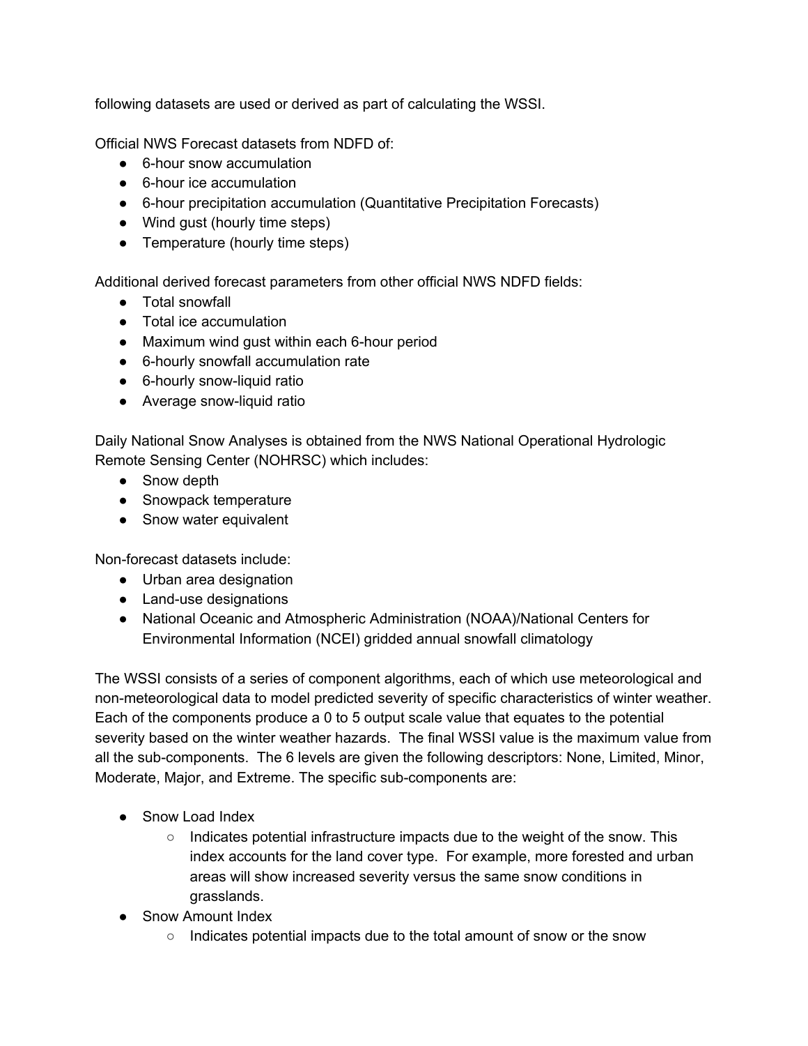following datasets are used or derived as part of calculating the WSSI.

Official NWS Forecast datasets from NDFD of:

- 6-hour snow accumulation
- 6-hour ice accumulation
- 6-hour precipitation accumulation (Quantitative Precipitation Forecasts)
- Wind gust (hourly time steps)
- Temperature (hourly time steps)

Additional derived forecast parameters from other official NWS NDFD fields:

- Total snowfall
- Total ice accumulation
- Maximum wind gust within each 6-hour period
- 6-hourly snowfall accumulation rate
- 6-hourly snow-liquid ratio
- Average snow-liquid ratio

Daily National Snow Analyses is obtained from the NWS National Operational Hydrologic Remote Sensing Center (NOHRSC) which includes:

- Snow depth
- Snowpack temperature
- Snow water equivalent

Non-forecast datasets include:

- Urban area designation
- Land-use designations
- National Oceanic and Atmospheric Administration (NOAA)/National Centers for Environmental Information (NCEI) gridded annual snowfall climatology

The WSSI consists of a series of component algorithms, each of which use meteorological and non-meteorological data to model predicted severity of specific characteristics of winter weather. Each of the components produce a 0 to 5 output scale value that equates to the potential severity based on the winter weather hazards. The final WSSI value is the maximum value from all the sub-components. The 6 levels are given the following descriptors: None, Limited, Minor, Moderate, Major, and Extreme. The specific sub-components are:

- Snow Load Index
  - Indicates potential infrastructure impacts due to the weight of the snow. This index accounts for the land cover type. For example, more forested and urban areas will show increased severity versus the same snow conditions in grasslands.
- Snow Amount Index
  - Indicates potential impacts due to the total amount of snow or the snow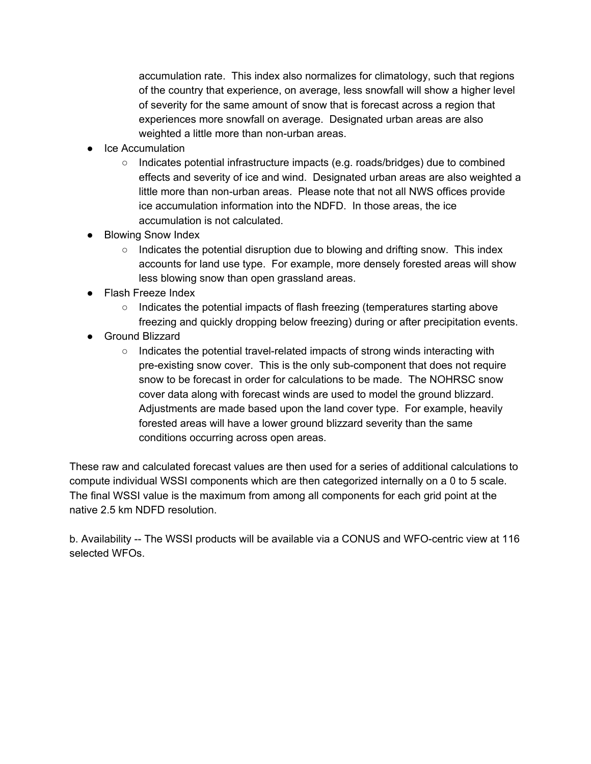accumulation rate.  This index also normalizes for climatology, such that regions of the country that experience, on average, less snowfall will show a higher level of severity for the same amount of snow that is forecast across a region that experiences more snowfall on average.  Designated urban areas are also weighted a little more than non-urban areas.

- Ice Accumulation
  - Indicates potential infrastructure impacts (e.g. roads/bridges) due to combined effects and severity of ice and wind.  Designated urban areas are also weighted a little more than non-urban areas.  Please note that not all NWS offices provide ice accumulation information into the NDFD.  In those areas, the ice accumulation is not calculated.
- Blowing Snow Index
  - Indicates the potential disruption due to blowing and drifting snow.  This index accounts for land use type.  For example, more densely forested areas will show less blowing snow than open grassland areas.
- Flash Freeze Index
  - Indicates the potential impacts of flash freezing (temperatures starting above freezing and quickly dropping below freezing) during or after precipitation events.
- Ground Blizzard
  - Indicates the potential travel-related impacts of strong winds interacting with pre-existing snow cover.  This is the only sub-component that does not require snow to be forecast in order for calculations to be made.  The NOHRSC snow cover data along with forecast winds are used to model the ground blizzard.  Adjustments are made based upon the land cover type.  For example, heavily forested areas will have a lower ground blizzard severity than the same conditions occurring across open areas.

These raw and calculated forecast values are then used for a series of additional calculations to compute individual WSSI components which are then categorized internally on a 0 to 5 scale.  The final WSSI value is the maximum from among all components for each grid point at the native 2.5 km NDFD resolution.

b. Availability -- The WSSI products will be available via a CONUS and WFO-centric view at 116 selected WFOs.